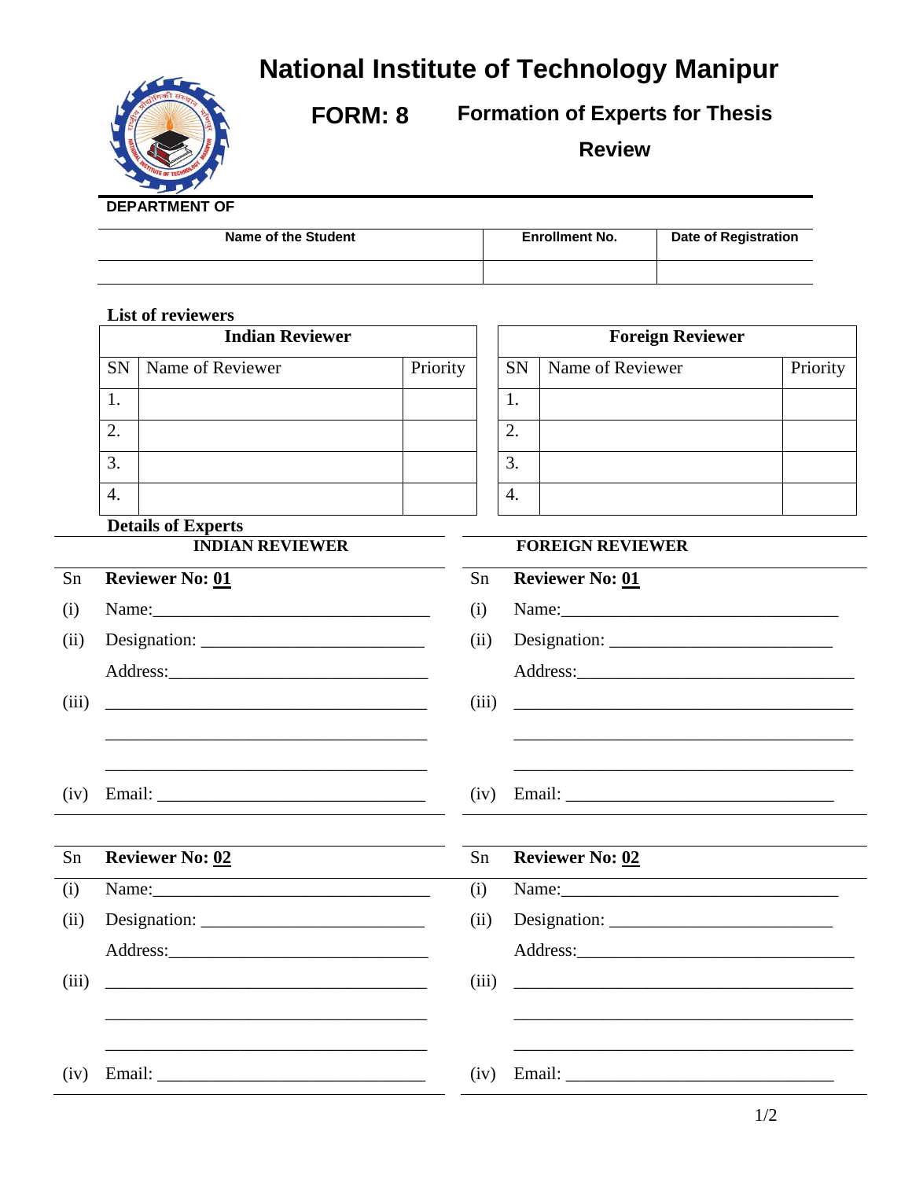# National Institute of Technology Manipur

## FORM: 8 Formation of Experts for Thesis Review

**DEPARTMENT OF**

| Name of the Student | Enrollment No. | Date of Registration |
|---|---|---|
| | | |

**List of reviewers**

| Indian Reviewer | | |
|---|---|---|
| SN | Name of Reviewer | Priority |
| 1. | | |
| 2. | | |
| 3. | | |
| 4. | | |

| Foreign Reviewer | | |
|---|---|---|
| SN | Name of Reviewer | Priority |
| 1. | | |
| 2. | | |
| 3. | | |
| 4. | | |

**Details of Experts**

**INDIAN REVIEWER**

| Sn | Reviewer No: 01 |
|---|---|
| (i) | Name:________________________________ |
| (ii) | Designation: __________________________ |
| | Address:______________________________ |
| (iii) | _____________________________________ |
| | _____________________________________ |
| | _____________________________________ |
| (iv) | Email: _______________________________ |

| Sn | Reviewer No: 02 |
|---|---|
| (i) | Name:________________________________ |
| (ii) | Designation: __________________________ |
| | Address:______________________________ |
| (iii) | _____________________________________ |
| | _____________________________________ |
| | _____________________________________ |
| (iv) | Email: _______________________________ |

**FOREIGN REVIEWER**

| Sn | Reviewer No: 01 |
|---|---|
| (i) | Name:________________________________ |
| (ii) | Designation: __________________________ |
| | Address:______________________________ |
| (iii) | _____________________________________ |
| | _____________________________________ |
| | _____________________________________ |
| (iv) | Email: _______________________________ |

| Sn | Reviewer No: 02 |
|---|---|
| (i) | Name:________________________________ |
| (ii) | Designation: __________________________ |
| | Address:______________________________ |
| (iii) | _____________________________________ |
| | _____________________________________ |
| | _____________________________________ |
| (iv) | Email: _______________________________ |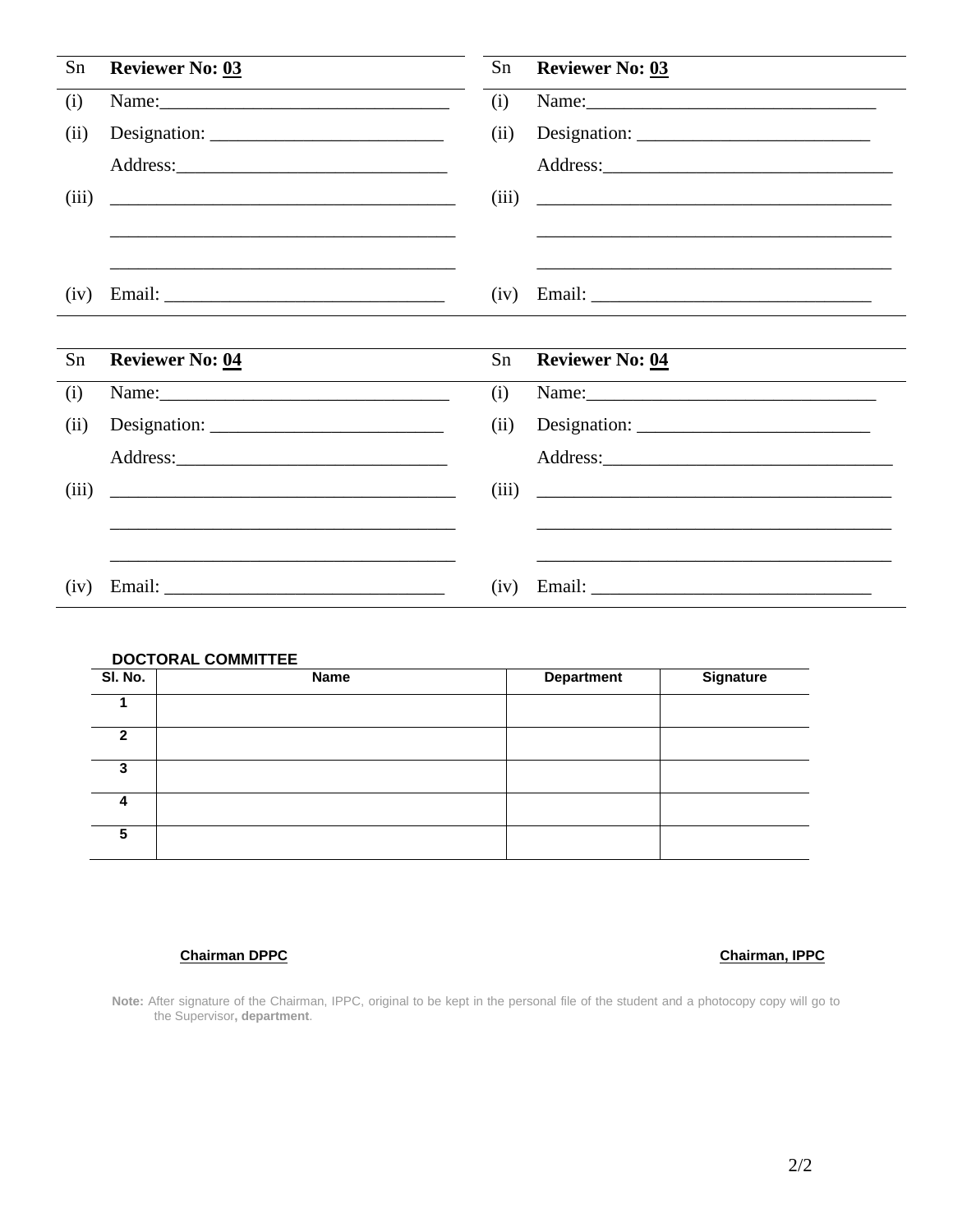| Sn | Reviewer No: <u>03</u> | Sn | Reviewer No: <u>03</u> |
|---|---|---|---|
| (i) | Name:________________________________ | (i) | Name:________________________________ |
| (ii) | Designation: __________________________ | (ii) | Designation: __________________________ |
| | Address:______________________________ | | Address:________________________________ |
| (iii) | ______________________________________ | (iii) | ________________________________________ |
| | ______________________________________ | | ________________________________________ |
| | ______________________________________ | | ________________________________________ |
| (iv) | Email: _______________________________ | (iv) | Email: _______________________________ |

| Sn | Reviewer No: <u>04</u> | Sn | Reviewer No: <u>04</u> |
|---|---|---|---|
| (i) | Name:________________________________ | (i) | Name:________________________________ |
| (ii) | Designation: __________________________ | (ii) | Designation: __________________________ |
| | Address:______________________________ | | Address:________________________________ |
| (iii) | ______________________________________ | (iii) | ________________________________________ |
| | ______________________________________ | | ________________________________________ |
| | ______________________________________ | | ________________________________________ |
| (iv) | Email: _______________________________ | (iv) | Email: _______________________________ |

**DOCTORAL COMMITTEE**

| Sl. No. | Name | Department | Signature |
|---|---|---|---|
| 1 | | | |
| 2 | | | |
| 3 | | | |
| 4 | | | |
| 5 | | | |

**Chairman DPPC** **Chairman, IPPC**

**Note:** After signature of the Chairman, IPPC, original to be kept in the personal file of the student and a photocopy copy will go to the Supervisor**, department**.